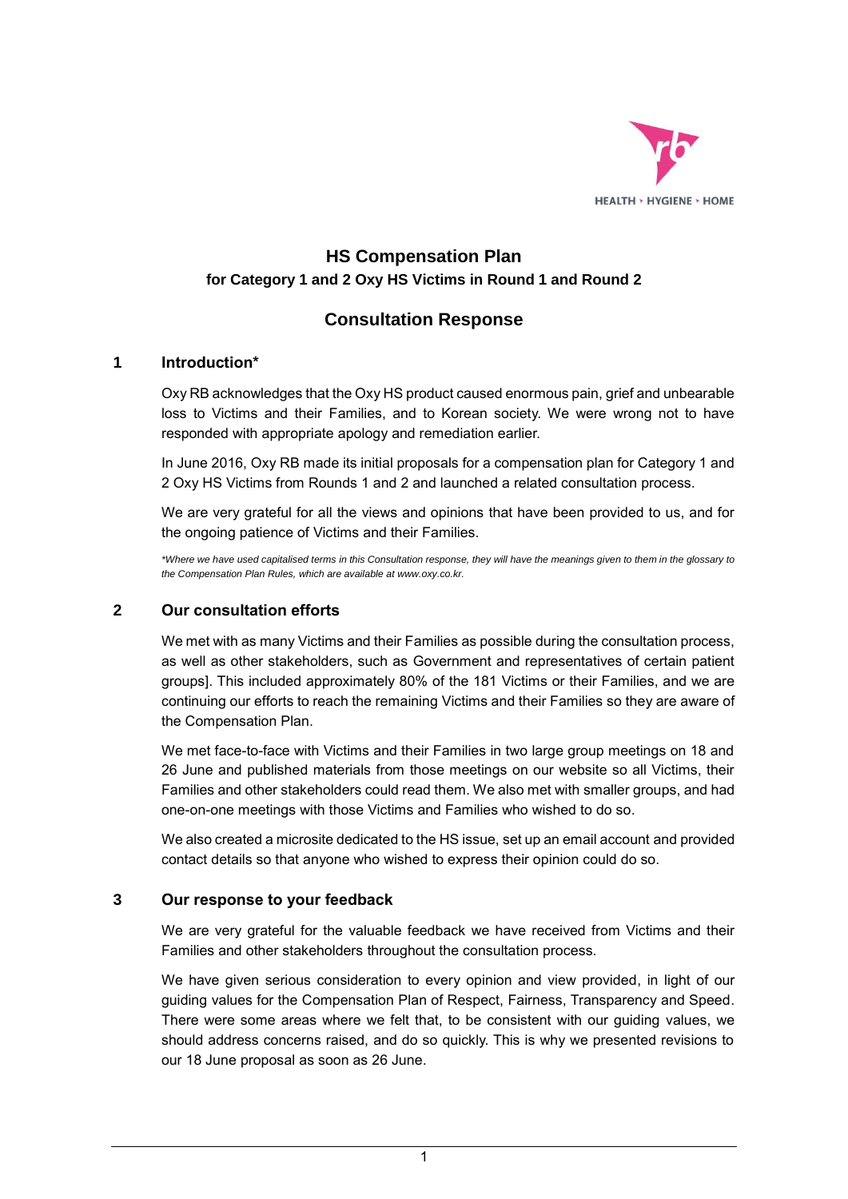# HS Compensation Plan

**for Category 1 and 2 Oxy HS Victims in Round 1 and Round 2**

## Consultation Response

### 1 Introduction*

Oxy RB acknowledges that the Oxy HS product caused enormous pain, grief and unbearable loss to Victims and their Families, and to Korean society. We were wrong not to have responded with appropriate apology and remediation earlier.

In June 2016, Oxy RB made its initial proposals for a compensation plan for Category 1 and 2 Oxy HS Victims from Rounds 1 and 2 and launched a related consultation process.

We are very grateful for all the views and opinions that have been provided to us, and for the ongoing patience of Victims and their Families.

*\*Where we have used capitalised terms in this Consultation response, they will have the meanings given to them in the glossary to the Compensation Plan Rules, which are available at www.oxy.co.kr.*

### 2 Our consultation efforts

We met with as many Victims and their Families as possible during the consultation process, as well as other stakeholders, such as Government and representatives of certain patient groups]. This included approximately 80% of the 181 Victims or their Families, and we are continuing our efforts to reach the remaining Victims and their Families so they are aware of the Compensation Plan.

We met face-to-face with Victims and their Families in two large group meetings on 18 and 26 June and published materials from those meetings on our website so all Victims, their Families and other stakeholders could read them. We also met with smaller groups, and had one-on-one meetings with those Victims and Families who wished to do so.

We also created a microsite dedicated to the HS issue, set up an email account and provided contact details so that anyone who wished to express their opinion could do so.

### 3 Our response to your feedback

We are very grateful for the valuable feedback we have received from Victims and their Families and other stakeholders throughout the consultation process.

We have given serious consideration to every opinion and view provided, in light of our guiding values for the Compensation Plan of Respect, Fairness, Transparency and Speed. There were some areas where we felt that, to be consistent with our guiding values, we should address concerns raised, and do so quickly. This is why we presented revisions to our 18 June proposal as soon as 26 June.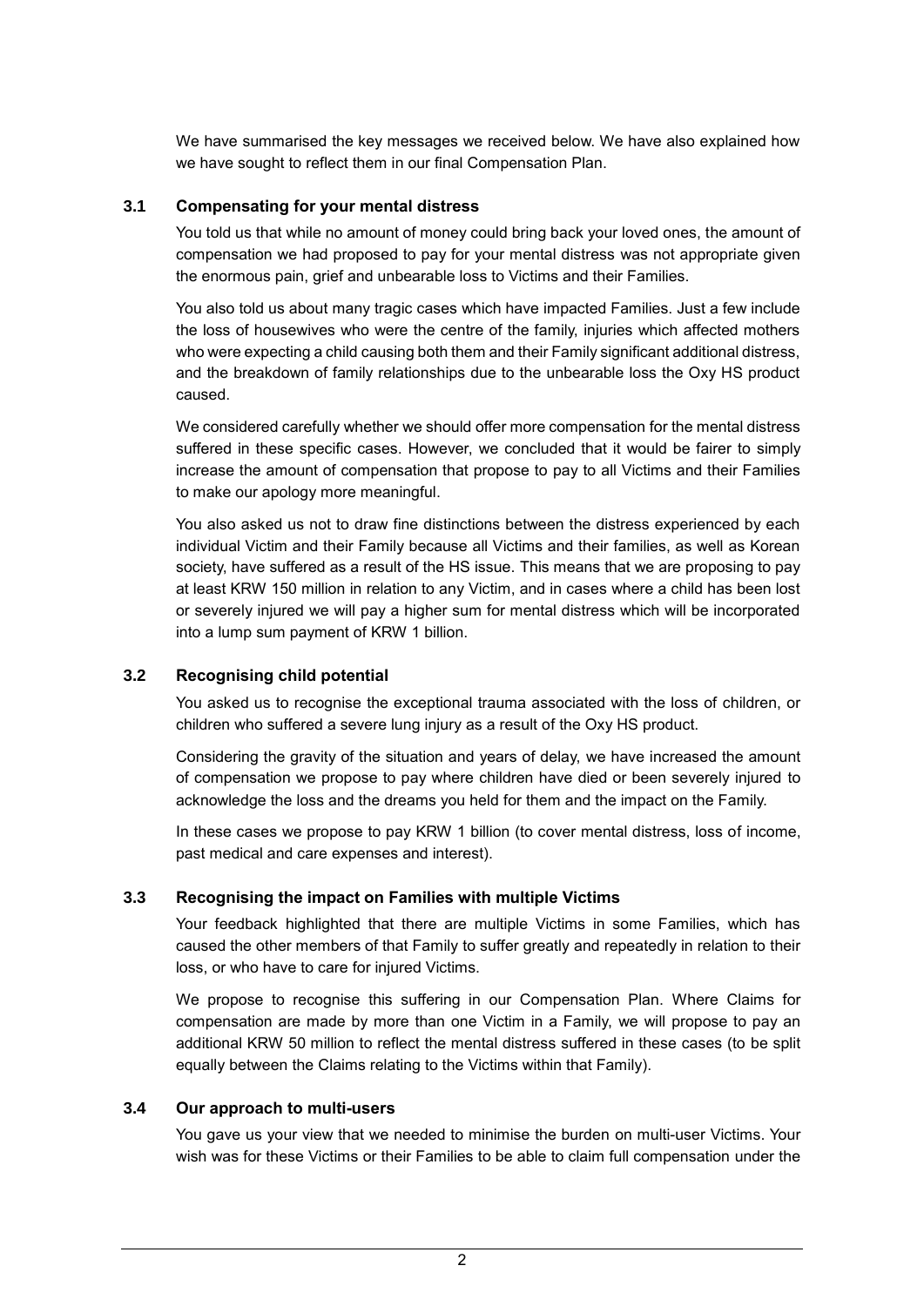We have summarised the key messages we received below. We have also explained how we have sought to reflect them in our final Compensation Plan.

### 3.1 Compensating for your mental distress

You told us that while no amount of money could bring back your loved ones, the amount of compensation we had proposed to pay for your mental distress was not appropriate given the enormous pain, grief and unbearable loss to Victims and their Families.

You also told us about many tragic cases which have impacted Families. Just a few include the loss of housewives who were the centre of the family, injuries which affected mothers who were expecting a child causing both them and their Family significant additional distress, and the breakdown of family relationships due to the unbearable loss the Oxy HS product caused.

We considered carefully whether we should offer more compensation for the mental distress suffered in these specific cases. However, we concluded that it would be fairer to simply increase the amount of compensation that propose to pay to all Victims and their Families to make our apology more meaningful.

You also asked us not to draw fine distinctions between the distress experienced by each individual Victim and their Family because all Victims and their families, as well as Korean society, have suffered as a result of the HS issue. This means that we are proposing to pay at least KRW 150 million in relation to any Victim, and in cases where a child has been lost or severely injured we will pay a higher sum for mental distress which will be incorporated into a lump sum payment of KRW 1 billion.

### 3.2 Recognising child potential

You asked us to recognise the exceptional trauma associated with the loss of children, or children who suffered a severe lung injury as a result of the Oxy HS product.

Considering the gravity of the situation and years of delay, we have increased the amount of compensation we propose to pay where children have died or been severely injured to acknowledge the loss and the dreams you held for them and the impact on the Family.

In these cases we propose to pay KRW 1 billion (to cover mental distress, loss of income, past medical and care expenses and interest).

### 3.3 Recognising the impact on Families with multiple Victims

Your feedback highlighted that there are multiple Victims in some Families, which has caused the other members of that Family to suffer greatly and repeatedly in relation to their loss, or who have to care for injured Victims.

We propose to recognise this suffering in our Compensation Plan. Where Claims for compensation are made by more than one Victim in a Family, we will propose to pay an additional KRW 50 million to reflect the mental distress suffered in these cases (to be split equally between the Claims relating to the Victims within that Family).

### 3.4 Our approach to multi-users

You gave us your view that we needed to minimise the burden on multi-user Victims. Your wish was for these Victims or their Families to be able to claim full compensation under the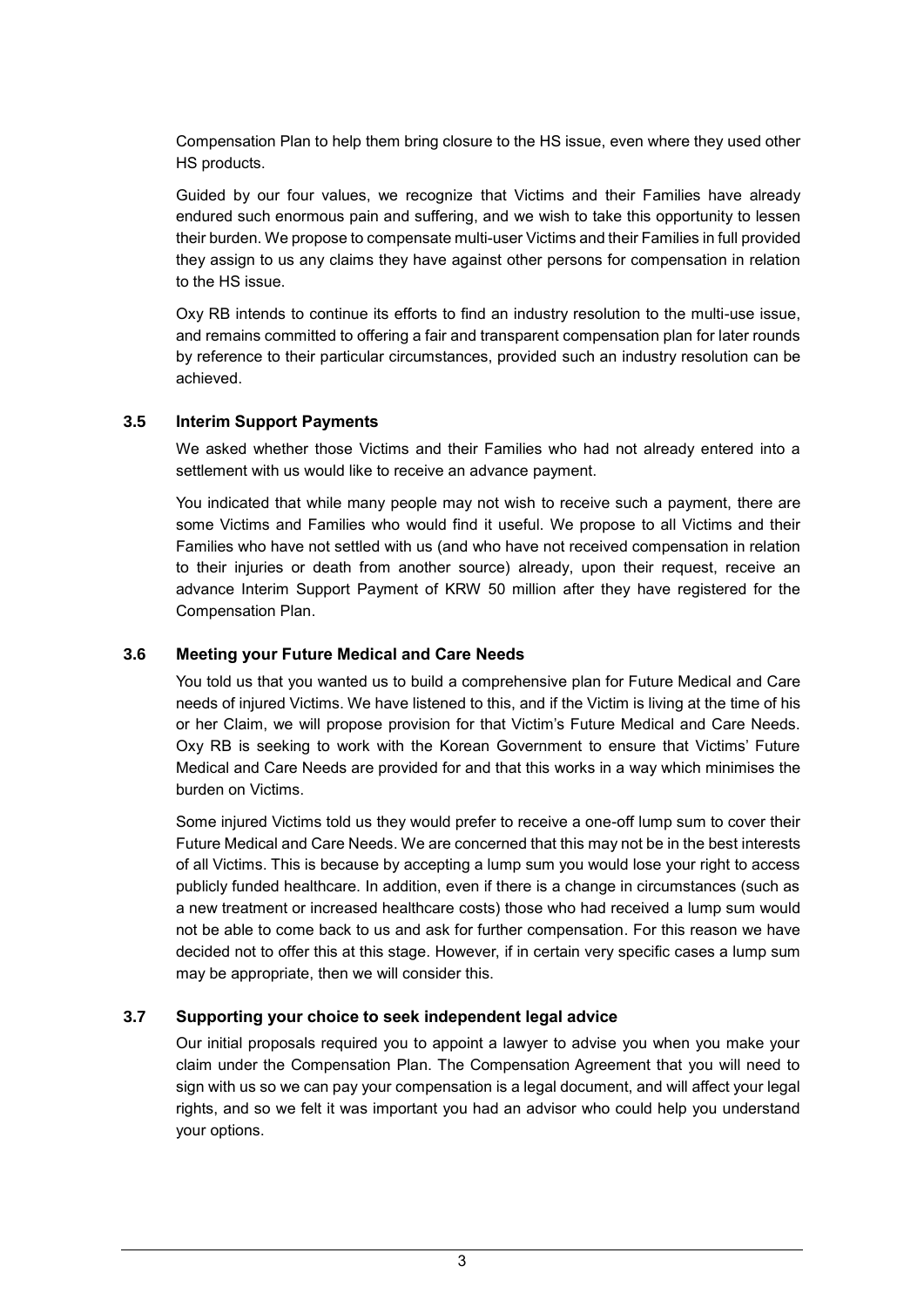Compensation Plan to help them bring closure to the HS issue, even where they used other HS products.

Guided by our four values, we recognize that Victims and their Families have already endured such enormous pain and suffering, and we wish to take this opportunity to lessen their burden. We propose to compensate multi-user Victims and their Families in full provided they assign to us any claims they have against other persons for compensation in relation to the HS issue.

Oxy RB intends to continue its efforts to find an industry resolution to the multi-use issue, and remains committed to offering a fair and transparent compensation plan for later rounds by reference to their particular circumstances, provided such an industry resolution can be achieved.

### 3.5 Interim Support Payments

We asked whether those Victims and their Families who had not already entered into a settlement with us would like to receive an advance payment.

You indicated that while many people may not wish to receive such a payment, there are some Victims and Families who would find it useful. We propose to all Victims and their Families who have not settled with us (and who have not received compensation in relation to their injuries or death from another source) already, upon their request, receive an advance Interim Support Payment of KRW 50 million after they have registered for the Compensation Plan.

### 3.6 Meeting your Future Medical and Care Needs

You told us that you wanted us to build a comprehensive plan for Future Medical and Care needs of injured Victims. We have listened to this, and if the Victim is living at the time of his or her Claim, we will propose provision for that Victim's Future Medical and Care Needs. Oxy RB is seeking to work with the Korean Government to ensure that Victims' Future Medical and Care Needs are provided for and that this works in a way which minimises the burden on Victims.

Some injured Victims told us they would prefer to receive a one-off lump sum to cover their Future Medical and Care Needs. We are concerned that this may not be in the best interests of all Victims. This is because by accepting a lump sum you would lose your right to access publicly funded healthcare. In addition, even if there is a change in circumstances (such as a new treatment or increased healthcare costs) those who had received a lump sum would not be able to come back to us and ask for further compensation. For this reason we have decided not to offer this at this stage. However, if in certain very specific cases a lump sum may be appropriate, then we will consider this.

### 3.7 Supporting your choice to seek independent legal advice

Our initial proposals required you to appoint a lawyer to advise you when you make your claim under the Compensation Plan. The Compensation Agreement that you will need to sign with us so we can pay your compensation is a legal document, and will affect your legal rights, and so we felt it was important you had an advisor who could help you understand your options.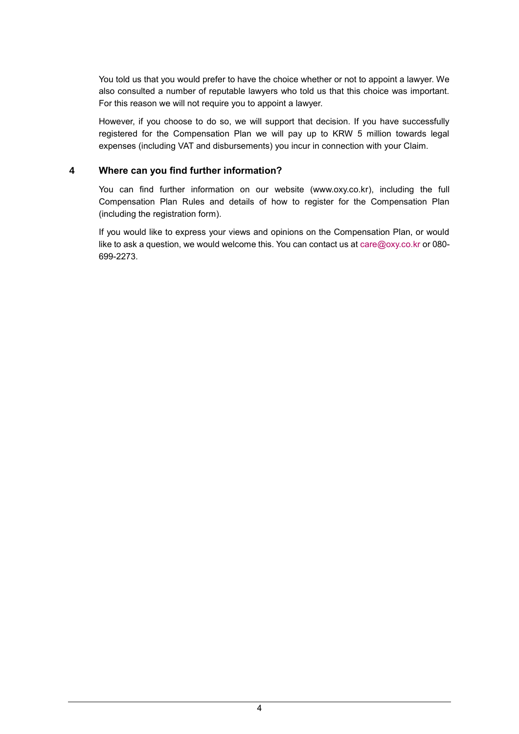You told us that you would prefer to have the choice whether or not to appoint a lawyer. We also consulted a number of reputable lawyers who told us that this choice was important. For this reason we will not require you to appoint a lawyer.

However, if you choose to do so, we will support that decision. If you have successfully registered for the Compensation Plan we will pay up to KRW 5 million towards legal expenses (including VAT and disbursements) you incur in connection with your Claim.

## 4 Where can you find further information?

You can find further information on our website (www.oxy.co.kr), including the full Compensation Plan Rules and details of how to register for the Compensation Plan (including the registration form).

If you would like to express your views and opinions on the Compensation Plan, or would like to ask a question, we would welcome this. You can contact us at care@oxy.co.kr or 080-699-2273.